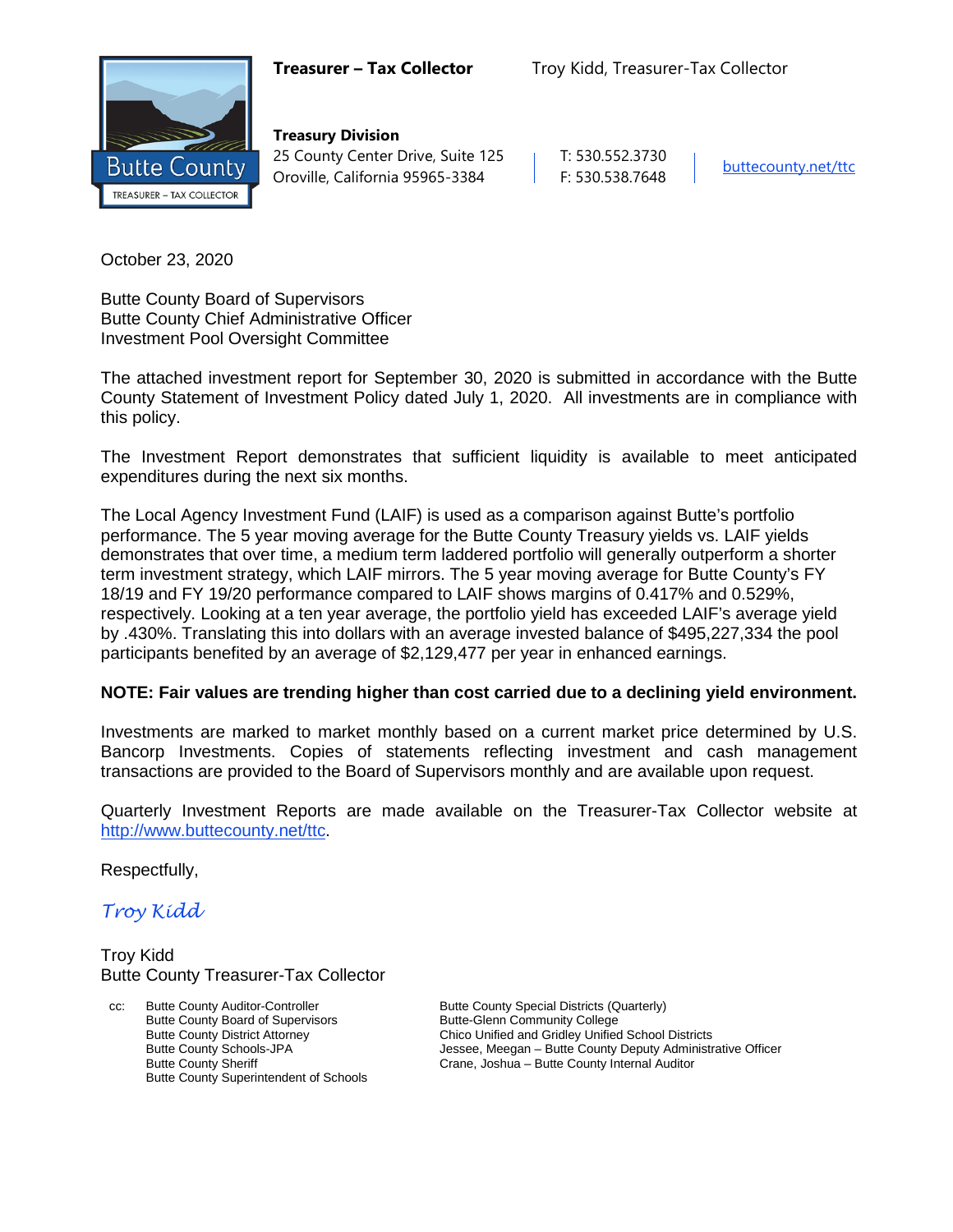**Treasurer – Tax Collector** Troy Kidd, Treasurer-Tax Collector

Butte County
TREASURER – TAX COLLECTOR

**Treasury Division**
25 County Center Drive, Suite 125
Oroville, California 95965-3384

T: 530.552.3730
F: 530.538.7648

buttecounty.net/ttc

October 23, 2020

Butte County Board of Supervisors
Butte County Chief Administrative Officer
Investment Pool Oversight Committee

The attached investment report for September 30, 2020 is submitted in accordance with the Butte County Statement of Investment Policy dated July 1, 2020. All investments are in compliance with this policy.

The Investment Report demonstrates that sufficient liquidity is available to meet anticipated expenditures during the next six months.

The Local Agency Investment Fund (LAIF) is used as a comparison against Butte's portfolio performance. The 5 year moving average for the Butte County Treasury yields vs. LAIF yields demonstrates that over time, a medium term laddered portfolio will generally outperform a shorter term investment strategy, which LAIF mirrors. The 5 year moving average for Butte County's FY 18/19 and FY 19/20 performance compared to LAIF shows margins of 0.417% and 0.529%, respectively. Looking at a ten year average, the portfolio yield has exceeded LAIF's average yield by .430%. Translating this into dollars with an average invested balance of $495,227,334 the pool participants benefited by an average of $2,129,477 per year in enhanced earnings.

**NOTE: Fair values are trending higher than cost carried due to a declining yield environment.**

Investments are marked to market monthly based on a current market price determined by U.S. Bancorp Investments. Copies of statements reflecting investment and cash management transactions are provided to the Board of Supervisors monthly and are available upon request.

Quarterly Investment Reports are made available on the Treasurer-Tax Collector website at http://www.buttecounty.net/ttc.

Respectfully,

*Troy Kidd*

Troy Kidd
Butte County Treasurer-Tax Collector

cc: Butte County Auditor-Controller
Butte County Board of Supervisors
Butte County District Attorney
Butte County Schools-JPA
Butte County Sheriff
Butte County Superintendent of Schools
Butte County Special Districts (Quarterly)
Butte-Glenn Community College
Chico Unified and Gridley Unified School Districts
Jessee, Meegan – Butte County Deputy Administrative Officer
Crane, Joshua – Butte County Internal Auditor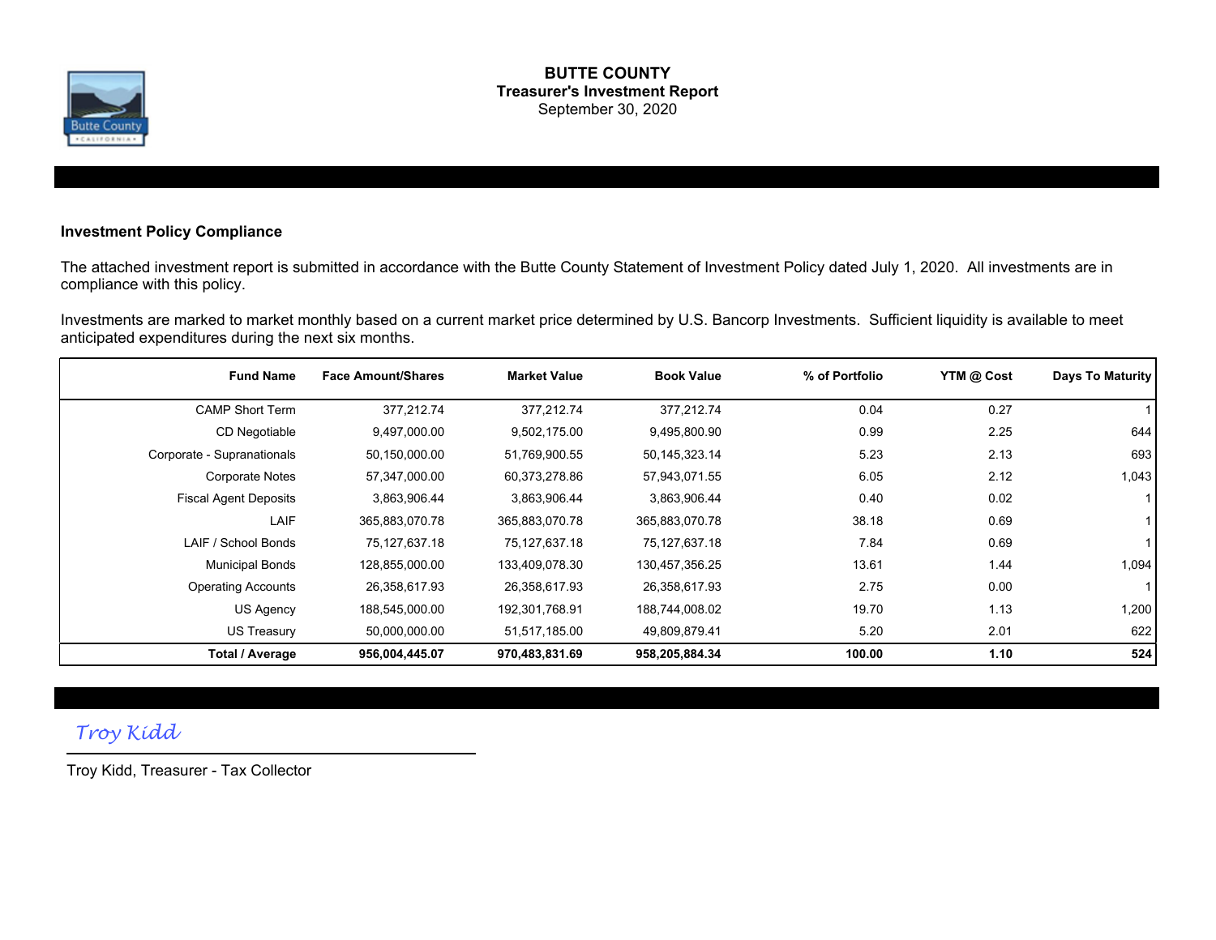# BUTTE COUNTY

## Treasurer's Investment Report

September 30, 2020

### Investment Policy Compliance

The attached investment report is submitted in accordance with the Butte County Statement of Investment Policy dated July 1, 2020. All investments are in compliance with this policy.

Investments are marked to market monthly based on a current market price determined by U.S. Bancorp Investments. Sufficient liquidity is available to meet anticipated expenditures during the next six months.

| Fund Name | Face Amount/Shares | Market Value | Book Value | % of Portfolio | YTM @ Cost | Days To Maturity |
|---:|---:|---:|---:|---:|---:|---:|
| CAMP Short Term | 377,212.74 | 377,212.74 | 377,212.74 | 0.04 | 0.27 | 1 |
| CD Negotiable | 9,497,000.00 | 9,502,175.00 | 9,495,800.90 | 0.99 | 2.25 | 644 |
| Corporate - Supranationals | 50,150,000.00 | 51,769,900.55 | 50,145,323.14 | 5.23 | 2.13 | 693 |
| Corporate Notes | 57,347,000.00 | 60,373,278.86 | 57,943,071.55 | 6.05 | 2.12 | 1,043 |
| Fiscal Agent Deposits | 3,863,906.44 | 3,863,906.44 | 3,863,906.44 | 0.40 | 0.02 | 1 |
| LAIF | 365,883,070.78 | 365,883,070.78 | 365,883,070.78 | 38.18 | 0.69 | 1 |
| LAIF / School Bonds | 75,127,637.18 | 75,127,637.18 | 75,127,637.18 | 7.84 | 0.69 | 1 |
| Municipal Bonds | 128,855,000.00 | 133,409,078.30 | 130,457,356.25 | 13.61 | 1.44 | 1,094 |
| Operating Accounts | 26,358,617.93 | 26,358,617.93 | 26,358,617.93 | 2.75 | 0.00 | 1 |
| US Agency | 188,545,000.00 | 192,301,768.91 | 188,744,008.02 | 19.70 | 1.13 | 1,200 |
| US Treasury | 50,000,000.00 | 51,517,185.00 | 49,809,879.41 | 5.20 | 2.01 | 622 |
| **Total / Average** | **956,004,445.07** | **970,483,831.69** | **958,205,884.34** | **100.00** | **1.10** | **524** |

*Troy Kidd*

Troy Kidd, Treasurer - Tax Collector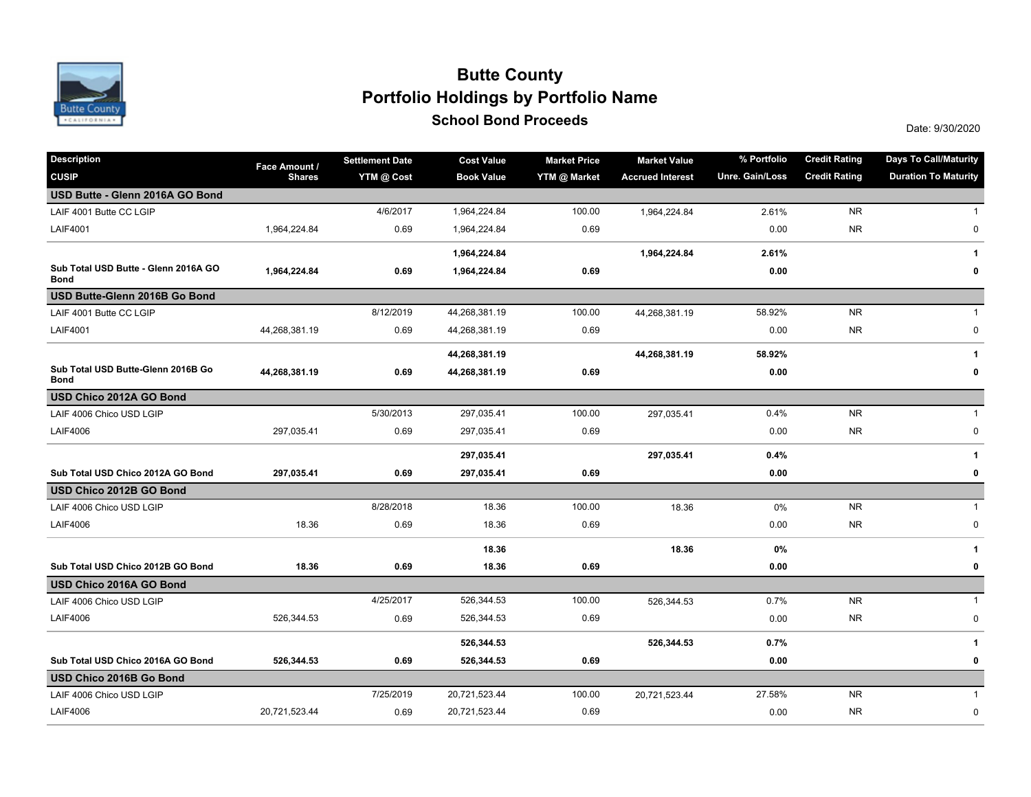# Butte County

## Portfolio Holdings by Portfolio Name

### School Bond Proceeds

Date: 9/30/2020

| Description / CUSIP | Face Amount / Shares | Settlement Date / YTM @ Cost | Cost Value / Book Value | Market Price / YTM @ Market | Market Value / Accrued Interest | % Portfolio / Unre. Gain/Loss | Credit Rating / Credit Rating | Days To Call/Maturity / Duration To Maturity |
|---|---|---|---|---|---|---|---|---|
| **USD Butte - Glenn 2016A GO Bond** | | | | | | | | |
| LAIF 4001 Butte CC LGIP | | 4/6/2017 | 1,964,224.84 | 100.00 | 1,964,224.84 | 2.61% | NR | 1 |
| LAIF4001 | 1,964,224.84 | 0.69 | 1,964,224.84 | 0.69 | | 0.00 | NR | 0 |
| | | | **1,964,224.84** | | **1,964,224.84** | **2.61%** | | **1** |
| **Sub Total USD Butte - Glenn 2016A GO Bond** | **1,964,224.84** | **0.69** | **1,964,224.84** | **0.69** | | **0.00** | | **0** |
| **USD Butte-Glenn 2016B Go Bond** | | | | | | | | |
| LAIF 4001 Butte CC LGIP | | 8/12/2019 | 44,268,381.19 | 100.00 | 44,268,381.19 | 58.92% | NR | 1 |
| LAIF4001 | 44,268,381.19 | 0.69 | 44,268,381.19 | 0.69 | | 0.00 | NR | 0 |
| | | | **44,268,381.19** | | **44,268,381.19** | **58.92%** | | **1** |
| **Sub Total USD Butte-Glenn 2016B Go Bond** | **44,268,381.19** | **0.69** | **44,268,381.19** | **0.69** | | **0.00** | | **0** |
| **USD Chico 2012A GO Bond** | | | | | | | | |
| LAIF 4006 Chico USD LGIP | | 5/30/2013 | 297,035.41 | 100.00 | 297,035.41 | 0.4% | NR | 1 |
| LAIF4006 | 297,035.41 | 0.69 | 297,035.41 | 0.69 | | 0.00 | NR | 0 |
| | | | **297,035.41** | | **297,035.41** | **0.4%** | | **1** |
| **Sub Total USD Chico 2012A GO Bond** | **297,035.41** | **0.69** | **297,035.41** | **0.69** | | **0.00** | | **0** |
| **USD Chico 2012B GO Bond** | | | | | | | | |
| LAIF 4006 Chico USD LGIP | | 8/28/2018 | 18.36 | 100.00 | 18.36 | 0% | NR | 1 |
| LAIF4006 | 18.36 | 0.69 | 18.36 | 0.69 | | 0.00 | NR | 0 |
| | | | **18.36** | | **18.36** | **0%** | | **1** |
| **Sub Total USD Chico 2012B GO Bond** | **18.36** | **0.69** | **18.36** | **0.69** | | **0.00** | | **0** |
| **USD Chico 2016A GO Bond** | | | | | | | | |
| LAIF 4006 Chico USD LGIP | | 4/25/2017 | 526,344.53 | 100.00 | 526,344.53 | 0.7% | NR | 1 |
| LAIF4006 | 526,344.53 | 0.69 | 526,344.53 | 0.69 | | 0.00 | NR | 0 |
| | | | **526,344.53** | | **526,344.53** | **0.7%** | | **1** |
| **Sub Total USD Chico 2016A GO Bond** | **526,344.53** | **0.69** | **526,344.53** | **0.69** | | **0.00** | | **0** |
| **USD Chico 2016B Go Bond** | | | | | | | | |
| LAIF 4006 Chico USD LGIP | | 7/25/2019 | 20,721,523.44 | 100.00 | 20,721,523.44 | 27.58% | NR | 1 |
| LAIF4006 | 20,721,523.44 | 0.69 | 20,721,523.44 | 0.69 | | 0.00 | NR | 0 |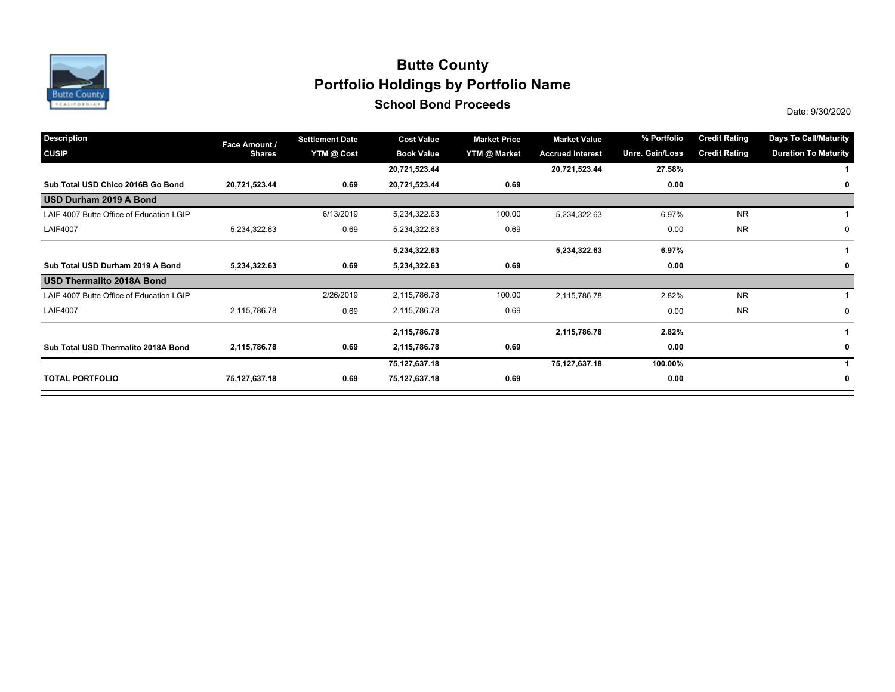# Butte County

## Portfolio Holdings by Portfolio Name

### School Bond Proceeds

Date: 9/30/2020

| Description<br>CUSIP | Face Amount /<br>Shares | Settlement Date<br>YTM @ Cost | Cost Value<br>Book Value | Market Price<br>YTM @ Market | Market Value<br>Accrued Interest | % Portfolio<br>Unre. Gain/Loss | Credit Rating<br>Credit Rating | Days To Call/Maturity<br>Duration To Maturity |
|---|---|---|---|---|---|---|---|---|
| | | | **20,721,523.44** | | **20,721,523.44** | **27.58%** | | **1** |
| **Sub Total USD Chico 2016B Go Bond** | **20,721,523.44** | **0.69** | **20,721,523.44** | **0.69** | | **0.00** | | **0** |
| **USD Durham 2019 A Bond** | | | | | | | | |
| LAIF 4007 Butte Office of Education LGIP | | 6/13/2019 | 5,234,322.63 | 100.00 | 5,234,322.63 | 6.97% | NR | 1 |
| LAIF4007 | 5,234,322.63 | 0.69 | 5,234,322.63 | 0.69 | | 0.00 | NR | 0 |
| | | | **5,234,322.63** | | **5,234,322.63** | **6.97%** | | **1** |
| **Sub Total USD Durham 2019 A Bond** | **5,234,322.63** | **0.69** | **5,234,322.63** | **0.69** | | **0.00** | | **0** |
| **USD Thermalito 2018A Bond** | | | | | | | | |
| LAIF 4007 Butte Office of Education LGIP | | 2/26/2019 | 2,115,786.78 | 100.00 | 2,115,786.78 | 2.82% | NR | 1 |
| LAIF4007 | 2,115,786.78 | 0.69 | 2,115,786.78 | 0.69 | | 0.00 | NR | 0 |
| | | | **2,115,786.78** | | **2,115,786.78** | **2.82%** | | **1** |
| **Sub Total USD Thermalito 2018A Bond** | **2,115,786.78** | **0.69** | **2,115,786.78** | **0.69** | | **0.00** | | **0** |
| | | | **75,127,637.18** | | **75,127,637.18** | **100.00%** | | **1** |
| **TOTAL PORTFOLIO** | **75,127,637.18** | **0.69** | **75,127,637.18** | **0.69** | | **0.00** | | **0** |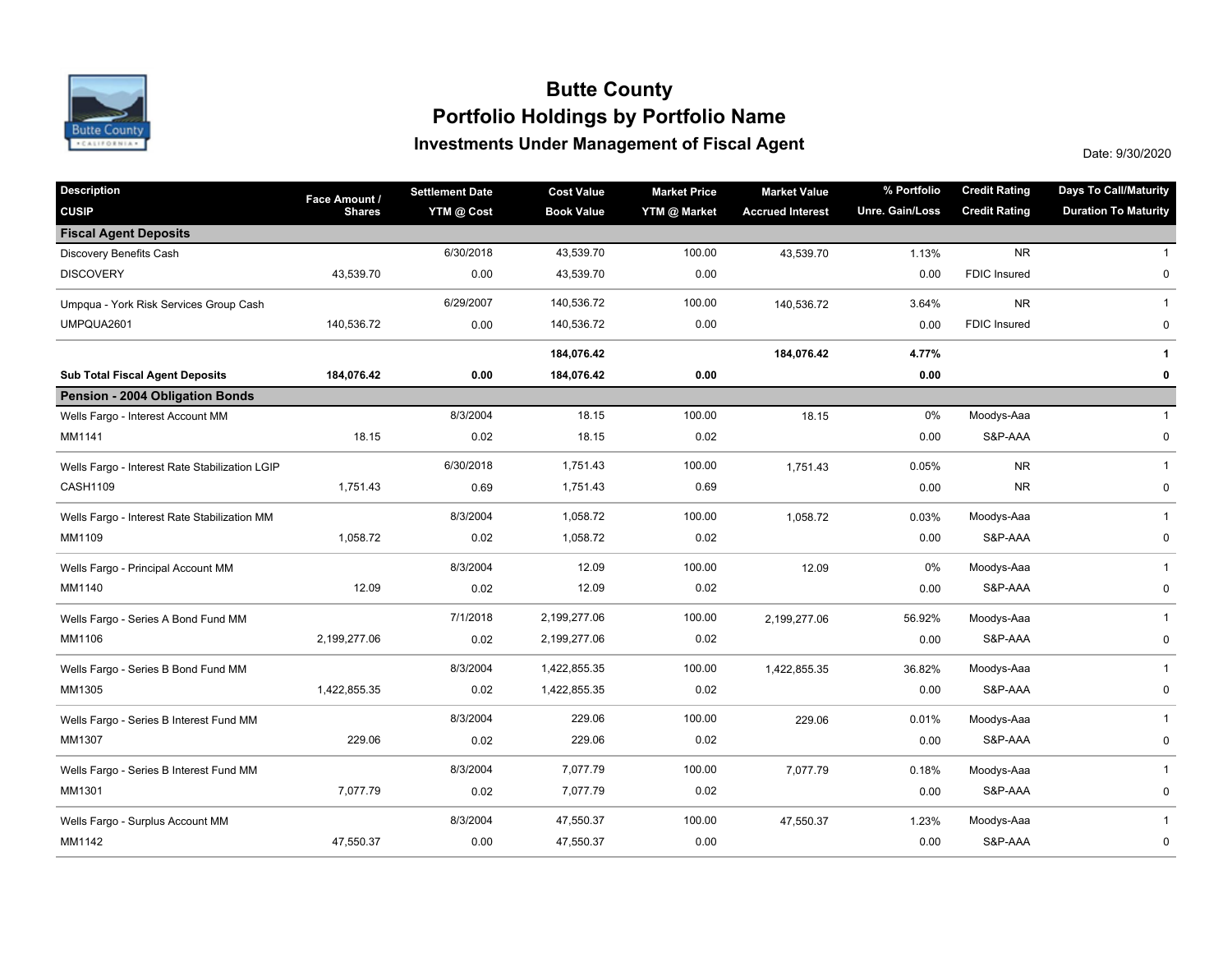# Butte County

## Portfolio Holdings by Portfolio Name

### Investments Under Management of Fiscal Agent

Date: 9/30/2020

| Description<br>CUSIP | Face Amount / Shares | Settlement Date<br>YTM @ Cost | Cost Value<br>Book Value | Market Price<br>YTM @ Market | Market Value<br>Accrued Interest | % Portfolio<br>Unre. Gain/Loss | Credit Rating<br>Credit Rating | Days To Call/Maturity<br>Duration To Maturity |
|---|---|---|---|---|---|---|---|---|
| **Fiscal Agent Deposits** | | | | | | | | |
| Discovery Benefits Cash | | 6/30/2018 | 43,539.70 | 100.00 | 43,539.70 | 1.13% | NR | 1 |
| DISCOVERY | 43,539.70 | 0.00 | 43,539.70 | 0.00 | | 0.00 | FDIC Insured | 0 |
| Umpqua - York Risk Services Group Cash | | 6/29/2007 | 140,536.72 | 100.00 | 140,536.72 | 3.64% | NR | 1 |
| UMPQUA2601 | 140,536.72 | 0.00 | 140,536.72 | 0.00 | | 0.00 | FDIC Insured | 0 |
| | | | **184,076.42** | | **184,076.42** | **4.77%** | | **1** |
| **Sub Total Fiscal Agent Deposits** | **184,076.42** | **0.00** | **184,076.42** | **0.00** | | **0.00** | | **0** |
| **Pension - 2004 Obligation Bonds** | | | | | | | | |
| Wells Fargo - Interest Account MM | | 8/3/2004 | 18.15 | 100.00 | 18.15 | 0% | Moodys-Aaa | 1 |
| MM1141 | 18.15 | 0.02 | 18.15 | 0.02 | | 0.00 | S&P-AAA | 0 |
| Wells Fargo - Interest Rate Stabilization LGIP | | 6/30/2018 | 1,751.43 | 100.00 | 1,751.43 | 0.05% | NR | 1 |
| CASH1109 | 1,751.43 | 0.69 | 1,751.43 | 0.69 | | 0.00 | NR | 0 |
| Wells Fargo - Interest Rate Stabilization MM | | 8/3/2004 | 1,058.72 | 100.00 | 1,058.72 | 0.03% | Moodys-Aaa | 1 |
| MM1109 | 1,058.72 | 0.02 | 1,058.72 | 0.02 | | 0.00 | S&P-AAA | 0 |
| Wells Fargo - Principal Account MM | | 8/3/2004 | 12.09 | 100.00 | 12.09 | 0% | Moodys-Aaa | 1 |
| MM1140 | 12.09 | 0.02 | 12.09 | 0.02 | | 0.00 | S&P-AAA | 0 |
| Wells Fargo - Series A Bond Fund MM | | 7/1/2018 | 2,199,277.06 | 100.00 | 2,199,277.06 | 56.92% | Moodys-Aaa | 1 |
| MM1106 | 2,199,277.06 | 0.02 | 2,199,277.06 | 0.02 | | 0.00 | S&P-AAA | 0 |
| Wells Fargo - Series B Bond Fund MM | | 8/3/2004 | 1,422,855.35 | 100.00 | 1,422,855.35 | 36.82% | Moodys-Aaa | 1 |
| MM1305 | 1,422,855.35 | 0.02 | 1,422,855.35 | 0.02 | | 0.00 | S&P-AAA | 0 |
| Wells Fargo - Series B Interest Fund MM | | 8/3/2004 | 229.06 | 100.00 | 229.06 | 0.01% | Moodys-Aaa | 1 |
| MM1307 | 229.06 | 0.02 | 229.06 | 0.02 | | 0.00 | S&P-AAA | 0 |
| Wells Fargo - Series B Interest Fund MM | | 8/3/2004 | 7,077.79 | 100.00 | 7,077.79 | 0.18% | Moodys-Aaa | 1 |
| MM1301 | 7,077.79 | 0.02 | 7,077.79 | 0.02 | | 0.00 | S&P-AAA | 0 |
| Wells Fargo - Surplus Account MM | | 8/3/2004 | 47,550.37 | 100.00 | 47,550.37 | 1.23% | Moodys-Aaa | 1 |
| MM1142 | 47,550.37 | 0.00 | 47,550.37 | 0.00 | | 0.00 | S&P-AAA | 0 |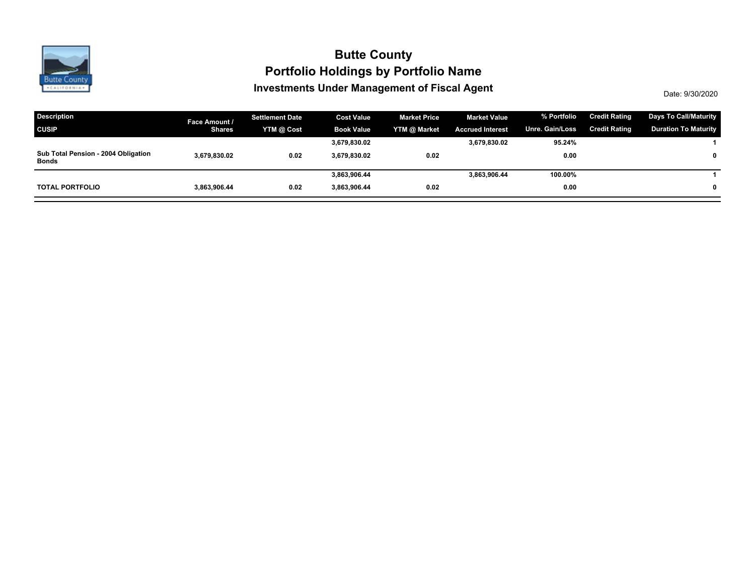# Butte County

## Portfolio Holdings by Portfolio Name

### Investments Under Management of Fiscal Agent

Date: 9/30/2020

| Description / CUSIP | Face Amount / Shares | Settlement Date / YTM @ Cost | Cost Value / Book Value | Market Price / YTM @ Market | Market Value / Accrued Interest | % Portfolio / Unre. Gain/Loss | Credit Rating / Credit Rating | Days To Call/Maturity / Duration To Maturity |
|---|---|---|---|---|---|---|---|---|
| | | | 3,679,830.02 | | 3,679,830.02 | 95.24% | | 1 |
| **Sub Total Pension - 2004 Obligation Bonds** | **3,679,830.02** | **0.02** | **3,679,830.02** | **0.02** | | **0.00** | | **0** |
| | | | 3,863,906.44 | | 3,863,906.44 | 100.00% | | 1 |
| **TOTAL PORTFOLIO** | **3,863,906.44** | **0.02** | **3,863,906.44** | **0.02** | | **0.00** | | **0** |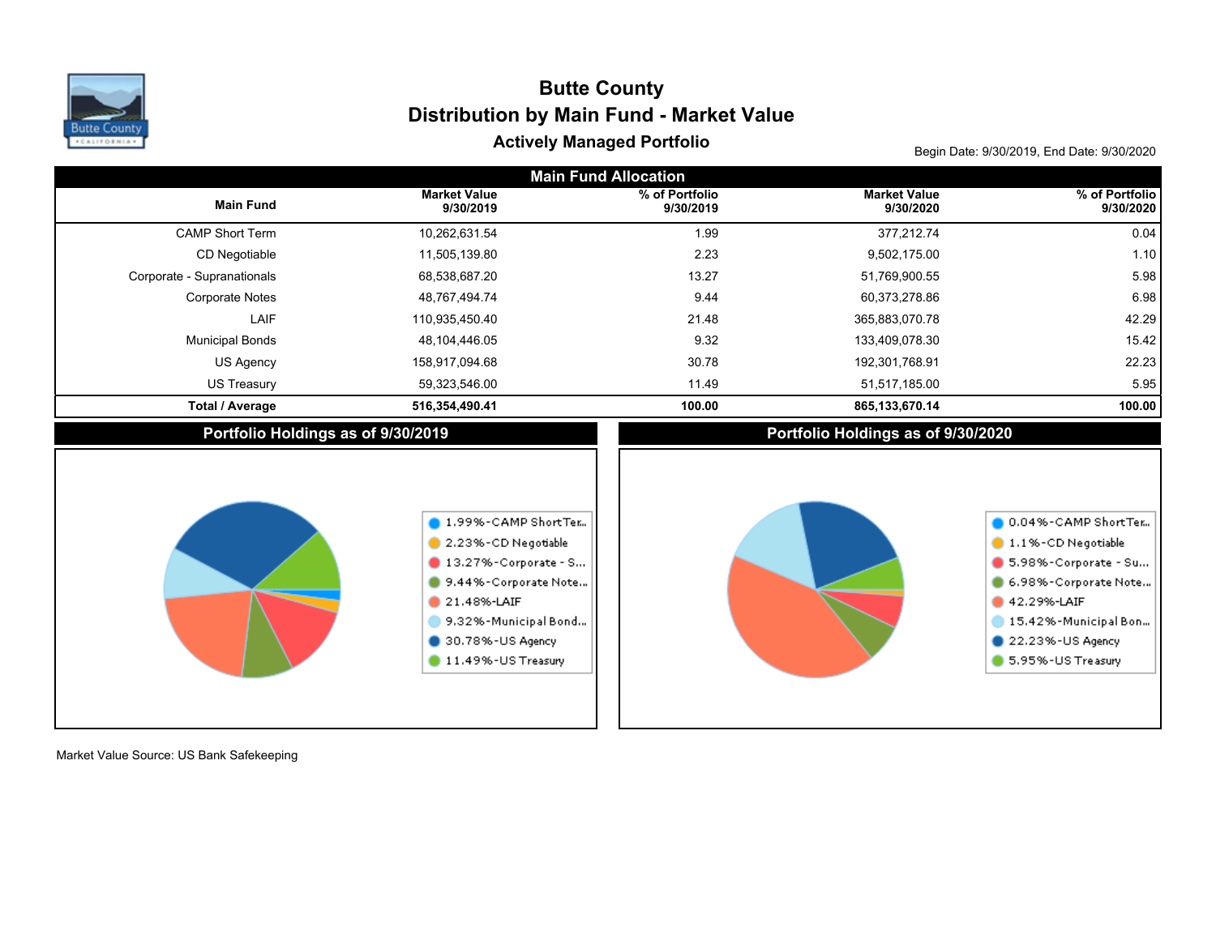# Butte County

## Distribution by Main Fund - Market Value

### Actively Managed Portfolio

Begin Date: 9/30/2019, End Date: 9/30/2020

**Main Fund Allocation**

| Main Fund | Market Value 9/30/2019 | % of Portfolio 9/30/2019 | Market Value 9/30/2020 | % of Portfolio 9/30/2020 |
|---|---|---|---|---|
| CAMP Short Term | 10,262,631.54 | 1.99 | 377,212.74 | 0.04 |
| CD Negotiable | 11,505,139.80 | 2.23 | 9,502,175.00 | 1.10 |
| Corporate - Supranationals | 68,538,687.20 | 13.27 | 51,769,900.55 | 5.98 |
| Corporate Notes | 48,767,494.74 | 9.44 | 60,373,278.86 | 6.98 |
| LAIF | 110,935,450.40 | 21.48 | 365,883,070.78 | 42.29 |
| Municipal Bonds | 48,104,446.05 | 9.32 | 133,409,078.30 | 15.42 |
| US Agency | 158,917,094.68 | 30.78 | 192,301,768.91 | 22.23 |
| US Treasury | 59,323,546.00 | 11.49 | 51,517,185.00 | 5.95 |
| **Total / Average** | **516,354,490.41** | **100.00** | **865,133,670.14** | **100.00** |

**Portfolio Holdings as of 9/30/2019**

- 1.99%-CAMP ShortTer...
- 2.23%-CD Negotiable
- 13.27%-Corporate - S...
- 9.44%-Corporate Note...
- 21.48%-LAIF
- 9.32%-Municipal Bond...
- 30.78%-US Agency
- 11.49%-US Treasury

**Portfolio Holdings as of 9/30/2020**

- 0.04%-CAMP ShortTer...
- 1.1%-CD Negotiable
- 5.98%-Corporate - Su...
- 6.98%-Corporate Note...
- 42.29%-LAIF
- 15.42%-Municipal Bon...
- 22.23%-US Agency
- 5.95%-US Treasury

Market Value Source: US Bank Safekeeping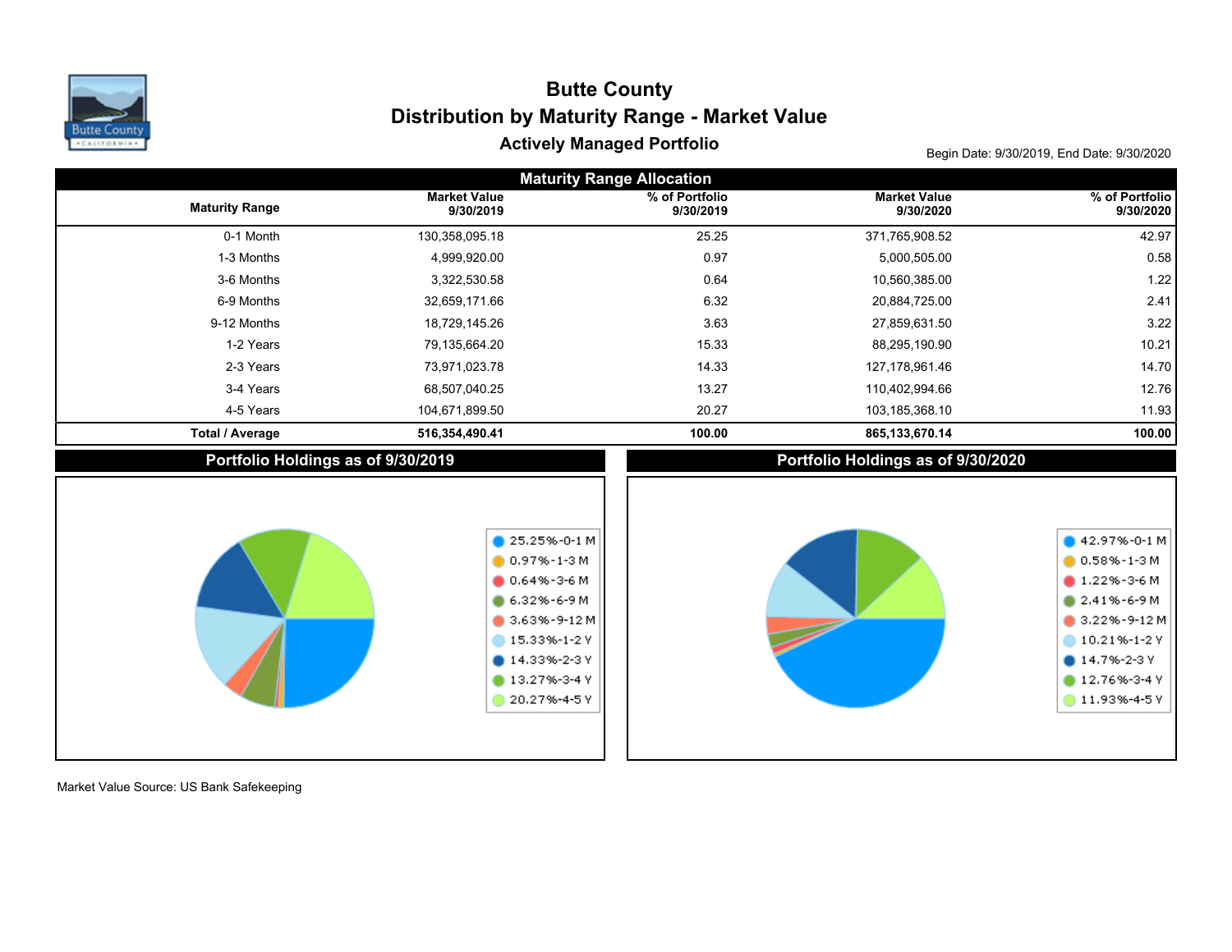# Butte County

## Distribution by Maturity Range - Market Value

### Actively Managed Portfolio

Begin Date: 9/30/2019, End Date: 9/30/2020

**Maturity Range Allocation**

| Maturity Range | Market Value 9/30/2019 | % of Portfolio 9/30/2019 | Market Value 9/30/2020 | % of Portfolio 9/30/2020 |
|---|---|---|---|---|
| 0-1 Month | 130,358,095.18 | 25.25 | 371,765,908.52 | 42.97 |
| 1-3 Months | 4,999,920.00 | 0.97 | 5,000,505.00 | 0.58 |
| 3-6 Months | 3,322,530.58 | 0.64 | 10,560,385.00 | 1.22 |
| 6-9 Months | 32,659,171.66 | 6.32 | 20,884,725.00 | 2.41 |
| 9-12 Months | 18,729,145.26 | 3.63 | 27,859,631.50 | 3.22 |
| 1-2 Years | 79,135,664.20 | 15.33 | 88,295,190.90 | 10.21 |
| 2-3 Years | 73,971,023.78 | 14.33 | 127,178,961.46 | 14.70 |
| 3-4 Years | 68,507,040.25 | 13.27 | 110,402,994.66 | 12.76 |
| 4-5 Years | 104,671,899.50 | 20.27 | 103,185,368.10 | 11.93 |
| **Total / Average** | **516,354,490.41** | **100.00** | **865,133,670.14** | **100.00** |

**Portfolio Holdings as of 9/30/2019**

- 25.25%-0-1 M
- 0.97%-1-3 M
- 0.64%-3-6 M
- 6.32%-6-9 M
- 3.63%-9-12 M
- 15.33%-1-2 Y
- 14.33%-2-3 Y
- 13.27%-3-4 Y
- 20.27%-4-5 Y

**Portfolio Holdings as of 9/30/2020**

- 42.97%-0-1 M
- 0.58%-1-3 M
- 1.22%-3-6 M
- 2.41%-6-9 M
- 3.22%-9-12 M
- 10.21%-1-2 Y
- 14.7%-2-3 Y
- 12.76%-3-4 Y
- 11.93%-4-5 Y

Market Value Source: US Bank Safekeeping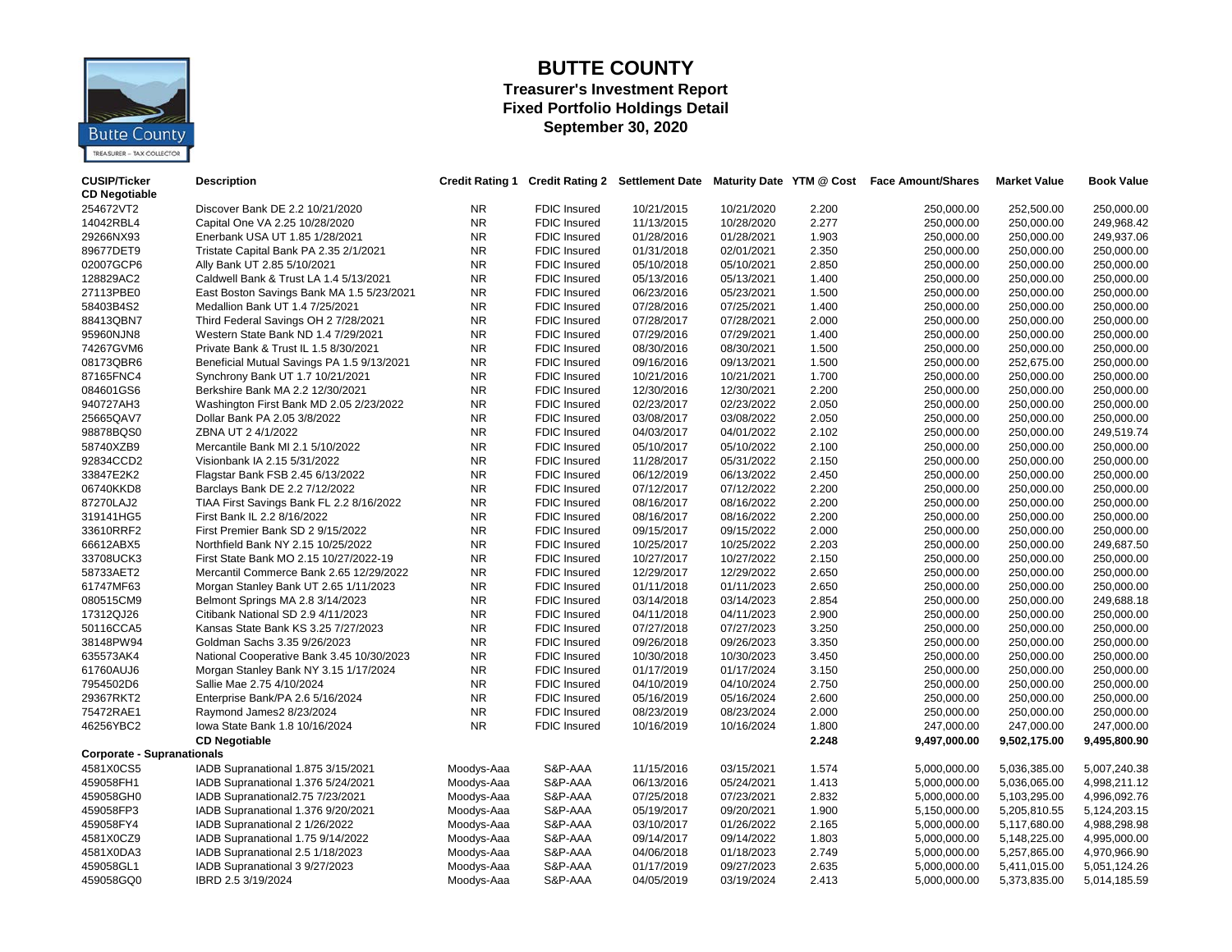# BUTTE COUNTY

## Treasurer's Investment Report
## Fixed Portfolio Holdings Detail
## September 30, 2020

| CUSIP/Ticker | Description | Credit Rating 1 | Credit Rating 2 | Settlement Date | Maturity Date | YTM @ Cost | Face Amount/Shares | Market Value | Book Value |
|---|---|---|---|---|---|---|---|---|---|
| **CD Negotiable** | | | | | | | | | |
| 254672VT2 | Discover Bank DE 2.2 10/21/2020 | NR | FDIC Insured | 10/21/2015 | 10/21/2020 | 2.200 | 250,000.00 | 252,500.00 | 250,000.00 |
| 14042RBL4 | Capital One VA 2.25 10/28/2020 | NR | FDIC Insured | 11/13/2015 | 10/28/2020 | 2.277 | 250,000.00 | 250,000.00 | 249,968.42 |
| 29266NX93 | Enerbank USA UT 1.85 1/28/2021 | NR | FDIC Insured | 01/28/2016 | 01/28/2021 | 1.903 | 250,000.00 | 250,000.00 | 249,937.06 |
| 89677DET9 | Tristate Capital Bank PA 2.35 2/1/2021 | NR | FDIC Insured | 01/31/2018 | 02/01/2021 | 2.350 | 250,000.00 | 250,000.00 | 250,000.00 |
| 02007GCP6 | Ally Bank UT 2.85 5/10/2021 | NR | FDIC Insured | 05/10/2018 | 05/10/2021 | 2.850 | 250,000.00 | 250,000.00 | 250,000.00 |
| 128829AC2 | Caldwell Bank & Trust LA 1.4 5/13/2021 | NR | FDIC Insured | 05/13/2016 | 05/13/2021 | 1.400 | 250,000.00 | 250,000.00 | 250,000.00 |
| 27113PBE0 | East Boston Savings Bank MA 1.5 5/23/2021 | NR | FDIC Insured | 06/23/2016 | 05/23/2021 | 1.500 | 250,000.00 | 250,000.00 | 250,000.00 |
| 58403B4S2 | Medallion Bank UT 1.4 7/25/2021 | NR | FDIC Insured | 07/28/2016 | 07/25/2021 | 1.400 | 250,000.00 | 250,000.00 | 250,000.00 |
| 88413QBN7 | Third Federal Savings OH 2 7/28/2021 | NR | FDIC Insured | 07/28/2017 | 07/28/2021 | 2.000 | 250,000.00 | 250,000.00 | 250,000.00 |
| 95960NJN8 | Western State Bank ND 1.4 7/29/2021 | NR | FDIC Insured | 07/29/2016 | 07/29/2021 | 1.400 | 250,000.00 | 250,000.00 | 250,000.00 |
| 74267GVM6 | Private Bank & Trust IL 1.5 8/30/2021 | NR | FDIC Insured | 08/30/2016 | 08/30/2021 | 1.500 | 250,000.00 | 250,000.00 | 250,000.00 |
| 08173QBR6 | Beneficial Mutual Savings PA 1.5 9/13/2021 | NR | FDIC Insured | 09/16/2016 | 09/13/2021 | 1.500 | 250,000.00 | 252,675.00 | 250,000.00 |
| 87165FNC4 | Synchrony Bank UT 1.7 10/21/2021 | NR | FDIC Insured | 10/21/2016 | 10/21/2021 | 1.700 | 250,000.00 | 250,000.00 | 250,000.00 |
| 084601GS6 | Berkshire Bank MA 2.2 12/30/2021 | NR | FDIC Insured | 12/30/2016 | 12/30/2021 | 2.200 | 250,000.00 | 250,000.00 | 250,000.00 |
| 940727AH3 | Washington First Bank MD 2.05 2/23/2022 | NR | FDIC Insured | 02/23/2017 | 02/23/2022 | 2.050 | 250,000.00 | 250,000.00 | 250,000.00 |
| 25665QAV7 | Dollar Bank PA 2.05 3/8/2022 | NR | FDIC Insured | 03/08/2017 | 03/08/2022 | 2.050 | 250,000.00 | 250,000.00 | 250,000.00 |
| 98878BQS0 | ZBNA UT 2 4/1/2022 | NR | FDIC Insured | 04/03/2017 | 04/01/2022 | 2.102 | 250,000.00 | 250,000.00 | 249,519.74 |
| 58740XZB9 | Mercantile Bank MI 2.1 5/10/2022 | NR | FDIC Insured | 05/10/2017 | 05/10/2022 | 2.100 | 250,000.00 | 250,000.00 | 250,000.00 |
| 92834CCD2 | Visionbank IA 2.15 5/31/2022 | NR | FDIC Insured | 11/28/2017 | 05/31/2022 | 2.150 | 250,000.00 | 250,000.00 | 250,000.00 |
| 33847E2K2 | Flagstar Bank FSB 2.45 6/13/2022 | NR | FDIC Insured | 06/12/2019 | 06/13/2022 | 2.450 | 250,000.00 | 250,000.00 | 250,000.00 |
| 06740KKD8 | Barclays Bank DE 2.2 7/12/2022 | NR | FDIC Insured | 07/12/2017 | 07/12/2022 | 2.200 | 250,000.00 | 250,000.00 | 250,000.00 |
| 87270LAJ2 | TIAA First Savings Bank FL 2.2 8/16/2022 | NR | FDIC Insured | 08/16/2017 | 08/16/2022 | 2.200 | 250,000.00 | 250,000.00 | 250,000.00 |
| 319141HG5 | First Bank IL 2.2 8/16/2022 | NR | FDIC Insured | 08/16/2017 | 08/16/2022 | 2.200 | 250,000.00 | 250,000.00 | 250,000.00 |
| 33610RRF2 | First Premier Bank SD 2 9/15/2022 | NR | FDIC Insured | 09/15/2017 | 09/15/2022 | 2.000 | 250,000.00 | 250,000.00 | 250,000.00 |
| 66612ABX5 | Northfield Bank NY 2.15 10/25/2022 | NR | FDIC Insured | 10/25/2017 | 10/25/2022 | 2.203 | 250,000.00 | 250,000.00 | 249,687.50 |
| 33708UCK3 | First State Bank MO 2.15 10/27/2022-19 | NR | FDIC Insured | 10/27/2017 | 10/27/2022 | 2.150 | 250,000.00 | 250,000.00 | 250,000.00 |
| 58733AET2 | Mercantil Commerce Bank 2.65 12/29/2022 | NR | FDIC Insured | 12/29/2017 | 12/29/2022 | 2.650 | 250,000.00 | 250,000.00 | 250,000.00 |
| 61747MF63 | Morgan Stanley Bank UT 2.65 1/11/2023 | NR | FDIC Insured | 01/11/2018 | 01/11/2023 | 2.650 | 250,000.00 | 250,000.00 | 250,000.00 |
| 080515CM9 | Belmont Springs MA 2.8 3/14/2023 | NR | FDIC Insured | 03/14/2018 | 03/14/2023 | 2.854 | 250,000.00 | 250,000.00 | 249,688.18 |
| 17312QJ26 | Citibank National SD 2.9 4/11/2023 | NR | FDIC Insured | 04/11/2018 | 04/11/2023 | 2.900 | 250,000.00 | 250,000.00 | 250,000.00 |
| 50116CCA5 | Kansas State Bank KS 3.25 7/27/2023 | NR | FDIC Insured | 07/27/2018 | 07/27/2023 | 3.250 | 250,000.00 | 250,000.00 | 250,000.00 |
| 38148PW94 | Goldman Sachs 3.35 9/26/2023 | NR | FDIC Insured | 09/26/2018 | 09/26/2023 | 3.350 | 250,000.00 | 250,000.00 | 250,000.00 |
| 635573AK4 | National Cooperative Bank 3.45 10/30/2023 | NR | FDIC Insured | 10/30/2018 | 10/30/2023 | 3.450 | 250,000.00 | 250,000.00 | 250,000.00 |
| 61760AUJ6 | Morgan Stanley Bank NY 3.15 1/17/2024 | NR | FDIC Insured | 01/17/2019 | 01/17/2024 | 3.150 | 250,000.00 | 250,000.00 | 250,000.00 |
| 7954502D6 | Sallie Mae 2.75 4/10/2024 | NR | FDIC Insured | 04/10/2019 | 04/10/2024 | 2.750 | 250,000.00 | 250,000.00 | 250,000.00 |
| 29367RKT2 | Enterprise Bank/PA 2.6 5/16/2024 | NR | FDIC Insured | 05/16/2019 | 05/16/2024 | 2.600 | 250,000.00 | 250,000.00 | 250,000.00 |
| 75472RAE1 | Raymond James2 8/23/2024 | NR | FDIC Insured | 08/23/2019 | 08/23/2024 | 2.000 | 250,000.00 | 250,000.00 | 250,000.00 |
| 46256YBC2 | Iowa State Bank 1.8 10/16/2024 | NR | FDIC Insured | 10/16/2019 | 10/16/2024 | 1.800 | 247,000.00 | 247,000.00 | 247,000.00 |
| | **CD Negotiable** | | | | | **2.248** | **9,497,000.00** | **9,502,175.00** | **9,495,800.90** |
| **Corporate - Supranationals** | | | | | | | | | |
| 4581X0CS5 | IADB Supranational 1.875 3/15/2021 | Moodys-Aaa | S&P-AAA | 11/15/2016 | 03/15/2021 | 1.574 | 5,000,000.00 | 5,036,385.00 | 5,007,240.38 |
| 459058FH1 | IADB Supranational 1.376 5/24/2021 | Moodys-Aaa | S&P-AAA | 06/13/2016 | 05/24/2021 | 1.413 | 5,000,000.00 | 5,036,065.00 | 4,998,211.12 |
| 459058GH0 | IADB Supranational2.75 7/23/2021 | Moodys-Aaa | S&P-AAA | 07/25/2018 | 07/23/2021 | 2.832 | 5,000,000.00 | 5,103,295.00 | 4,996,092.76 |
| 459058FP3 | IADB Supranational 1.376 9/20/2021 | Moodys-Aaa | S&P-AAA | 05/19/2017 | 09/20/2021 | 1.900 | 5,150,000.00 | 5,205,810.55 | 5,124,203.15 |
| 459058FY4 | IADB Supranational 2 1/26/2022 | Moodys-Aaa | S&P-AAA | 03/10/2017 | 01/26/2022 | 2.165 | 5,000,000.00 | 5,117,680.00 | 4,988,298.98 |
| 4581X0CZ9 | IADB Supranational 1.75 9/14/2022 | Moodys-Aaa | S&P-AAA | 09/14/2017 | 09/14/2022 | 1.803 | 5,000,000.00 | 5,148,225.00 | 4,995,000.00 |
| 4581X0DA3 | IADB Supranational 2.5 1/18/2023 | Moodys-Aaa | S&P-AAA | 04/06/2018 | 01/18/2023 | 2.749 | 5,000,000.00 | 5,257,865.00 | 4,970,966.90 |
| 459058GL1 | IADB Supranational 3 9/27/2023 | Moodys-Aaa | S&P-AAA | 01/17/2019 | 09/27/2023 | 2.635 | 5,000,000.00 | 5,411,015.00 | 5,051,124.26 |
| 459058GQ0 | IBRD 2.5 3/19/2024 | Moodys-Aaa | S&P-AAA | 04/05/2019 | 03/19/2024 | 2.413 | 5,000,000.00 | 5,373,835.00 | 5,014,185.59 |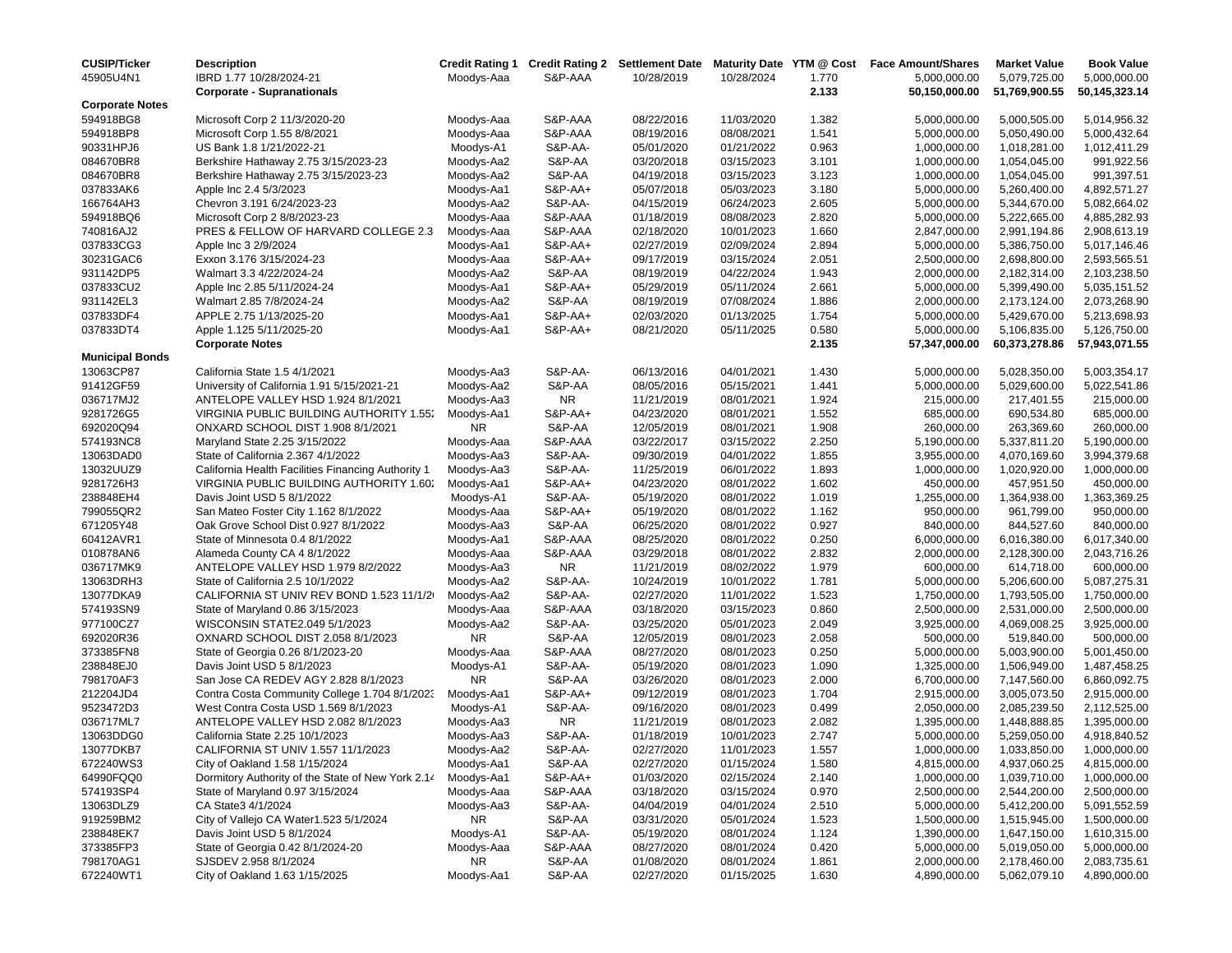| CUSIP/Ticker | Description | Credit Rating 1 | Credit Rating 2 | Settlement Date | Maturity Date | YTM @ Cost | Face Amount/Shares | Market Value | Book Value |
|---|---|---|---|---|---|---|---|---|---|
| 45905U4N1 | IBRD 1.77 10/28/2024-21 | Moodys-Aaa | S&P-AAA | 10/28/2019 | 10/28/2024 | 1.770 | 5,000,000.00 | 5,079,725.00 | 5,000,000.00 |
| | **Corporate - Supranationals** | | | | | **2.133** | **50,150,000.00** | **51,769,900.55** | **50,145,323.14** |
| **Corporate Notes** | | | | | | | | | |
| 594918BG8 | Microsoft Corp 2 11/3/2020-20 | Moodys-Aaa | S&P-AAA | 08/22/2016 | 11/03/2020 | 1.382 | 5,000,000.00 | 5,000,505.00 | 5,014,956.32 |
| 594918BP8 | Microsoft Corp 1.55 8/8/2021 | Moodys-Aaa | S&P-AAA | 08/19/2016 | 08/08/2021 | 1.541 | 5,000,000.00 | 5,050,490.00 | 5,000,432.64 |
| 90331HPJ6 | US Bank 1.8 1/21/2022-21 | Moodys-A1 | S&P-AA- | 05/01/2020 | 01/21/2022 | 0.963 | 1,000,000.00 | 1,018,281.00 | 1,012,411.29 |
| 084670BR8 | Berkshire Hathaway 2.75 3/15/2023-23 | Moodys-Aa2 | S&P-AA | 03/20/2018 | 03/15/2023 | 3.101 | 1,000,000.00 | 1,054,045.00 | 991,922.56 |
| 084670BR8 | Berkshire Hathaway 2.75 3/15/2023-23 | Moodys-Aa2 | S&P-AA | 04/19/2018 | 03/15/2023 | 3.123 | 1,000,000.00 | 1,054,045.00 | 991,397.51 |
| 037833AK6 | Apple Inc 2.4 5/3/2023 | Moodys-Aa1 | S&P-AA+ | 05/07/2018 | 05/03/2023 | 3.180 | 5,000,000.00 | 5,260,400.00 | 4,892,571.27 |
| 166764AH3 | Chevron 3.191 6/24/2023-23 | Moodys-Aa2 | S&P-AA- | 04/15/2019 | 06/24/2023 | 2.605 | 5,000,000.00 | 5,344,670.00 | 5,082,664.02 |
| 594918BQ6 | Microsoft Corp 2 8/8/2023-23 | Moodys-Aaa | S&P-AAA | 01/18/2019 | 08/08/2023 | 2.820 | 5,000,000.00 | 5,222,665.00 | 4,885,282.93 |
| 740816AJ2 | PRES & FELLOW OF HARVARD COLLEGE 2.3 | Moodys-Aaa | S&P-AAA | 02/18/2020 | 10/01/2023 | 1.660 | 2,847,000.00 | 2,991,194.86 | 2,908,613.19 |
| 037833CG3 | Apple Inc 3 2/9/2024 | Moodys-Aa1 | S&P-AA+ | 02/27/2019 | 02/09/2024 | 2.894 | 5,000,000.00 | 5,386,750.00 | 5,017,146.46 |
| 30231GAC6 | Exxon 3.176 3/15/2024-23 | Moodys-Aaa | S&P-AA+ | 09/17/2019 | 03/15/2024 | 2.051 | 2,500,000.00 | 2,698,800.00 | 2,593,565.51 |
| 931142DP5 | Walmart 3.3 4/22/2024-24 | Moodys-Aa2 | S&P-AA | 08/19/2019 | 04/22/2024 | 1.943 | 2,000,000.00 | 2,182,314.00 | 2,103,238.50 |
| 037833CU2 | Apple Inc 2.85 5/11/2024-24 | Moodys-Aa1 | S&P-AA+ | 05/29/2019 | 05/11/2024 | 2.661 | 5,000,000.00 | 5,399,490.00 | 5,035,151.52 |
| 931142EL3 | Walmart 2.85 7/8/2024-24 | Moodys-Aa2 | S&P-AA | 08/19/2019 | 07/08/2024 | 1.886 | 2,000,000.00 | 2,173,124.00 | 2,073,268.90 |
| 037833DF4 | APPLE 2.75 1/13/2025-20 | Moodys-Aa1 | S&P-AA+ | 02/03/2020 | 01/13/2025 | 1.754 | 5,000,000.00 | 5,429,670.00 | 5,213,698.93 |
| 037833DT4 | Apple 1.125 5/11/2025-20 | Moodys-Aa1 | S&P-AA+ | 08/21/2020 | 05/11/2025 | 0.580 | 5,000,000.00 | 5,106,835.00 | 5,126,750.00 |
| | **Corporate Notes** | | | | | **2.135** | **57,347,000.00** | **60,373,278.86** | **57,943,071.55** |
| **Municipal Bonds** | | | | | | | | | |
| 13063CP87 | California State 1.5 4/1/2021 | Moodys-Aa3 | S&P-AA- | 06/13/2016 | 04/01/2021 | 1.430 | 5,000,000.00 | 5,028,350.00 | 5,003,354.17 |
| 91412GF59 | University of California 1.91 5/15/2021-21 | Moodys-Aa2 | S&P-AA | 08/05/2016 | 05/15/2021 | 1.441 | 5,000,000.00 | 5,029,600.00 | 5,022,541.86 |
| 036717MJ2 | ANTELOPE VALLEY HSD 1.924 8/1/2021 | Moodys-Aa3 | NR | 11/21/2019 | 08/01/2021 | 1.924 | 215,000.00 | 217,401.55 | 215,000.00 |
| 9281726G5 | VIRGINIA PUBLIC BUILDING AUTHORITY 1.55 | Moodys-Aa1 | S&P-AA+ | 04/23/2020 | 08/01/2021 | 1.552 | 685,000.00 | 690,534.80 | 685,000.00 |
| 692020Q94 | ONXARD SCHOOL DIST 1.908 8/1/2021 | NR | S&P-AA | 12/05/2019 | 08/01/2021 | 1.908 | 260,000.00 | 263,369.60 | 260,000.00 |
| 574193NC8 | Maryland State 2.25 3/15/2022 | Moodys-Aaa | S&P-AAA | 03/22/2017 | 03/15/2022 | 2.250 | 5,190,000.00 | 5,337,811.20 | 5,190,000.00 |
| 13063DAD0 | State of California 2.367 4/1/2022 | Moodys-Aa3 | S&P-AA- | 09/30/2019 | 04/01/2022 | 1.855 | 3,955,000.00 | 4,070,169.60 | 3,994,379.68 |
| 13032UUZ9 | California Health Facilities Financing Authority 1 | Moodys-Aa3 | S&P-AA- | 11/25/2019 | 06/01/2022 | 1.893 | 1,000,000.00 | 1,020,920.00 | 1,000,000.00 |
| 9281726H3 | VIRGINIA PUBLIC BUILDING AUTHORITY 1.60 | Moodys-Aa1 | S&P-AA+ | 04/23/2020 | 08/01/2022 | 1.602 | 450,000.00 | 457,951.50 | 450,000.00 |
| 238848EH4 | Davis Joint USD 5 8/1/2022 | Moodys-A1 | S&P-AA- | 05/19/2020 | 08/01/2022 | 1.019 | 1,255,000.00 | 1,364,938.00 | 1,363,369.25 |
| 799055QR2 | San Mateo Foster City 1.162 8/1/2022 | Moodys-Aaa | S&P-AA+ | 05/19/2020 | 08/01/2022 | 1.162 | 950,000.00 | 961,799.00 | 950,000.00 |
| 671205Y48 | Oak Grove School Dist 0.927 8/1/2022 | Moodys-Aa3 | S&P-AA | 06/25/2020 | 08/01/2022 | 0.927 | 840,000.00 | 844,527.60 | 840,000.00 |
| 60412AVR1 | State of Minnesota 0.4 8/1/2022 | Moodys-Aa1 | S&P-AAA | 08/25/2020 | 08/01/2022 | 0.250 | 6,000,000.00 | 6,016,380.00 | 6,017,340.00 |
| 010878AN6 | Alameda County CA 4 8/1/2022 | Moodys-Aaa | S&P-AAA | 03/29/2018 | 08/01/2022 | 2.832 | 2,000,000.00 | 2,128,300.00 | 2,043,716.26 |
| 036717MK9 | ANTELOPE VALLEY HSD 1.979 8/2/2022 | Moodys-Aa3 | NR | 11/21/2019 | 08/02/2022 | 1.979 | 600,000.00 | 614,718.00 | 600,000.00 |
| 13063DRH3 | State of California 2.5 10/1/2022 | Moodys-Aa2 | S&P-AA- | 10/24/2019 | 10/01/2022 | 1.781 | 5,000,000.00 | 5,206,600.00 | 5,087,275.31 |
| 13077DKA9 | CALIFORNIA ST UNIV REV BOND 1.523 11/1/2 | Moodys-Aa2 | S&P-AA- | 02/27/2020 | 11/01/2022 | 1.523 | 1,750,000.00 | 1,793,505.00 | 1,750,000.00 |
| 574193SN9 | State of Maryland 0.86 3/15/2023 | Moodys-Aaa | S&P-AAA | 03/18/2020 | 03/15/2023 | 0.860 | 2,500,000.00 | 2,531,000.00 | 2,500,000.00 |
| 977100CZ7 | WISCONSIN STATE2.049 5/1/2023 | Moodys-Aa2 | S&P-AA- | 03/25/2020 | 05/01/2023 | 2.049 | 3,925,000.00 | 4,069,008.25 | 3,925,000.00 |
| 692020R36 | OXNARD SCHOOL DIST 2.058 8/1/2023 | NR | S&P-AA | 12/05/2019 | 08/01/2023 | 2.058 | 500,000.00 | 519,840.00 | 500,000.00 |
| 373385FN8 | State of Georgia 0.26 8/1/2023-20 | Moodys-Aaa | S&P-AAA | 08/27/2020 | 08/01/2023 | 0.250 | 5,000,000.00 | 5,003,900.00 | 5,001,450.00 |
| 238848EJ0 | Davis Joint USD 5 8/1/2023 | Moodys-A1 | S&P-AA- | 05/19/2020 | 08/01/2023 | 1.090 | 1,325,000.00 | 1,506,949.00 | 1,487,458.25 |
| 798170AF3 | San Jose CA REDEV AGY 2.828 8/1/2023 | NR | S&P-AA | 03/26/2020 | 08/01/2023 | 2.000 | 6,700,000.00 | 7,147,560.00 | 6,860,092.75 |
| 212204JD4 | Contra Costa Community College 1.704 8/1/202 | Moodys-Aa1 | S&P-AA+ | 09/12/2019 | 08/01/2023 | 1.704 | 2,915,000.00 | 3,005,073.50 | 2,915,000.00 |
| 9523472D3 | West Contra Costa USD 1.569 8/1/2023 | Moodys-A1 | S&P-AA- | 09/16/2020 | 08/01/2023 | 0.499 | 2,050,000.00 | 2,085,239.50 | 2,112,525.00 |
| 036717ML7 | ANTELOPE VALLEY HSD 2.082 8/1/2023 | Moodys-Aa3 | NR | 11/21/2019 | 08/01/2023 | 2.082 | 1,395,000.00 | 1,448,888.85 | 1,395,000.00 |
| 13063DDG0 | California State 2.25 10/1/2023 | Moodys-Aa3 | S&P-AA- | 01/18/2019 | 10/01/2023 | 2.747 | 5,000,000.00 | 5,259,050.00 | 4,918,840.52 |
| 13077DKB7 | CALIFORNIA ST UNIV 1.557 11/1/2023 | Moodys-Aa2 | S&P-AA- | 02/27/2020 | 11/01/2023 | 1.557 | 1,000,000.00 | 1,033,850.00 | 1,000,000.00 |
| 672240WS3 | City of Oakland 1.58 1/15/2024 | Moodys-Aa1 | S&P-AA | 02/27/2020 | 01/15/2024 | 1.580 | 4,815,000.00 | 4,937,060.25 | 4,815,000.00 |
| 64990FQQ0 | Dormitory Authority of the State of New York 2.1 | Moodys-Aa1 | S&P-AA+ | 01/03/2020 | 02/15/2024 | 2.140 | 1,000,000.00 | 1,039,710.00 | 1,000,000.00 |
| 574193SP4 | State of Maryland 0.97 3/15/2024 | Moodys-Aaa | S&P-AAA | 03/18/2020 | 03/15/2024 | 0.970 | 2,500,000.00 | 2,544,200.00 | 2,500,000.00 |
| 13063DLZ9 | CA State3 4/1/2024 | Moodys-Aa3 | S&P-AA- | 04/04/2019 | 04/01/2024 | 2.510 | 5,000,000.00 | 5,412,200.00 | 5,091,552.59 |
| 919259BM2 | City of Vallejo CA Water1.523 5/1/2024 | NR | S&P-AA | 03/31/2020 | 05/01/2024 | 1.523 | 1,500,000.00 | 1,515,945.00 | 1,500,000.00 |
| 238848EK7 | Davis Joint USD 5 8/1/2024 | Moodys-A1 | S&P-AA- | 05/19/2020 | 08/01/2024 | 1.124 | 1,390,000.00 | 1,647,150.00 | 1,610,315.00 |
| 373385FP3 | State of Georgia 0.42 8/1/2024-20 | Moodys-Aaa | S&P-AAA | 08/27/2020 | 08/01/2024 | 0.420 | 5,000,000.00 | 5,019,050.00 | 5,000,000.00 |
| 798170AG1 | SJSDEV 2.958 8/1/2024 | NR | S&P-AA | 01/08/2020 | 08/01/2024 | 1.861 | 2,000,000.00 | 2,178,460.00 | 2,083,735.61 |
| 672240WT1 | City of Oakland 1.63 1/15/2025 | Moodys-Aa1 | S&P-AA | 02/27/2020 | 01/15/2025 | 1.630 | 4,890,000.00 | 5,062,079.10 | 4,890,000.00 |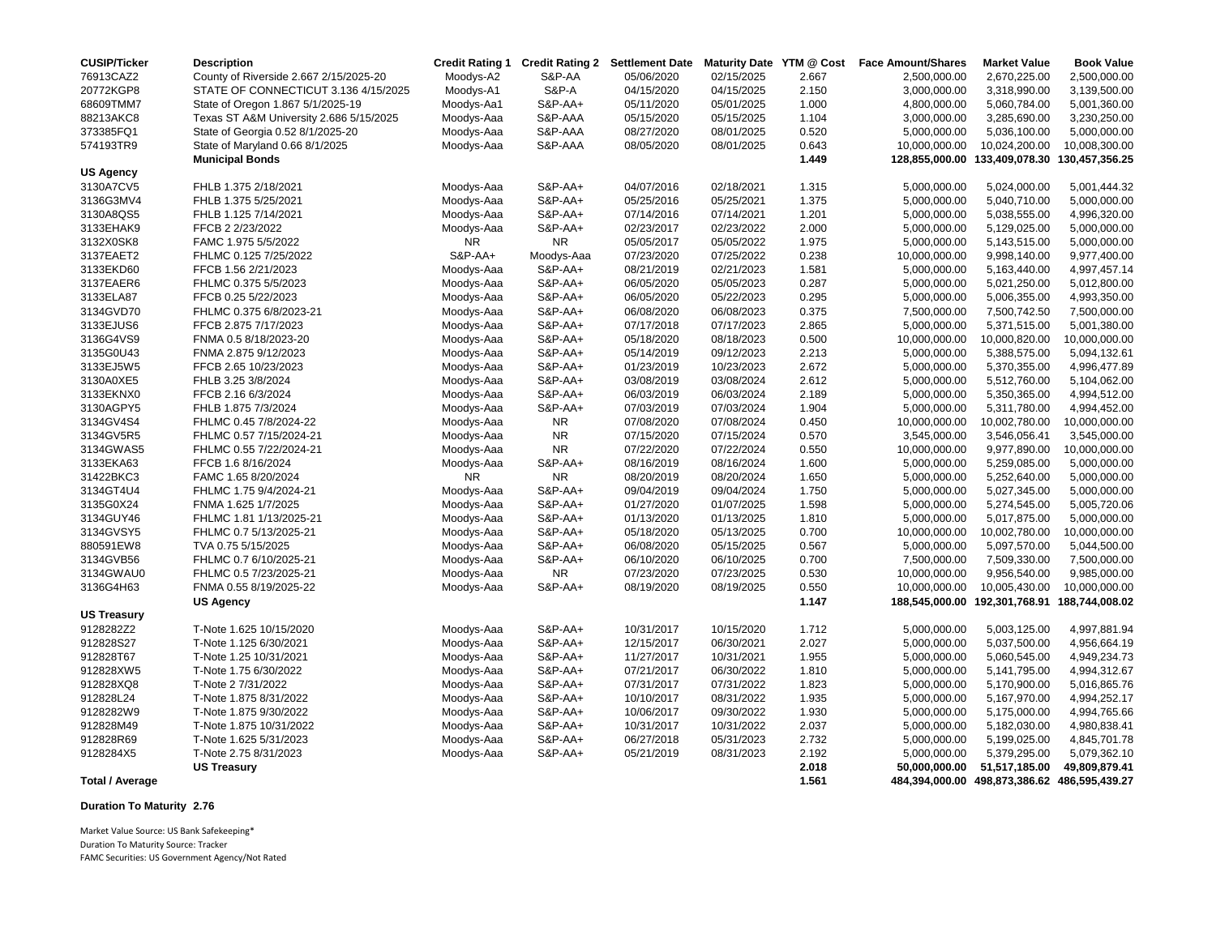| CUSIP/Ticker | Description | Credit Rating 1 | Credit Rating 2 | Settlement Date | Maturity Date | YTM @ Cost | Face Amount/Shares | Market Value | Book Value |
|---|---|---|---|---|---|---|---|---|---|
| 76913CAZ2 | County of Riverside 2.667 2/15/2025-20 | Moodys-A2 | S&P-AA | 05/06/2020 | 02/15/2025 | 2.667 | 2,500,000.00 | 2,670,225.00 | 2,500,000.00 |
| 20772KGP8 | STATE OF CONNECTICUT 3.136 4/15/2025 | Moodys-A1 | S&P-A | 04/15/2020 | 04/15/2025 | 2.150 | 3,000,000.00 | 3,318,990.00 | 3,139,500.00 |
| 68609TMM7 | State of Oregon 1.867 5/1/2025-19 | Moodys-Aa1 | S&P-AA+ | 05/11/2020 | 05/01/2025 | 1.000 | 4,800,000.00 | 5,060,784.00 | 5,001,360.00 |
| 88213AKC8 | Texas ST A&M University 2.686 5/15/2025 | Moodys-Aaa | S&P-AAA | 05/15/2020 | 05/15/2025 | 1.104 | 3,000,000.00 | 3,285,690.00 | 3,230,250.00 |
| 373385FQ1 | State of Georgia 0.52 8/1/2025-20 | Moodys-Aaa | S&P-AAA | 08/27/2020 | 08/01/2025 | 0.520 | 5,000,000.00 | 5,036,100.00 | 5,000,000.00 |
| 574193TR9 | State of Maryland 0.66 8/1/2025 | Moodys-Aaa | S&P-AAA | 08/05/2020 | 08/01/2025 | 0.643 | 10,000,000.00 | 10,024,200.00 | 10,008,300.00 |
| | **Municipal Bonds** | | | | | **1.449** | **128,855,000.00** | **133,409,078.30** | **130,457,356.25** |
| **US Agency** | | | | | | | | | |
| 3130A7CV5 | FHLB 1.375 2/18/2021 | Moodys-Aaa | S&P-AA+ | 04/07/2016 | 02/18/2021 | 1.315 | 5,000,000.00 | 5,024,000.00 | 5,001,444.32 |
| 3136G3MV4 | FHLB 1.375 5/25/2021 | Moodys-Aaa | S&P-AA+ | 05/25/2016 | 05/25/2021 | 1.375 | 5,000,000.00 | 5,040,710.00 | 5,000,000.00 |
| 3130A8QS5 | FHLB 1.125 7/14/2021 | Moodys-Aaa | S&P-AA+ | 07/14/2016 | 07/14/2021 | 1.201 | 5,000,000.00 | 5,038,555.00 | 4,996,320.00 |
| 3133EHAK9 | FFCB 2 2/23/2022 | Moodys-Aaa | S&P-AA+ | 02/23/2017 | 02/23/2022 | 2.000 | 5,000,000.00 | 5,129,025.00 | 5,000,000.00 |
| 3132X0SK8 | FAMC 1.975 5/5/2022 | NR | NR | 05/05/2017 | 05/05/2022 | 1.975 | 5,000,000.00 | 5,143,515.00 | 5,000,000.00 |
| 3137EAET2 | FHLMC 0.125 7/25/2022 | S&P-AA+ | Moodys-Aaa | 07/23/2020 | 07/25/2022 | 0.238 | 10,000,000.00 | 9,998,140.00 | 9,977,400.00 |
| 3133EKD60 | FFCB 1.56 2/21/2023 | Moodys-Aaa | S&P-AA+ | 08/21/2019 | 02/21/2023 | 1.581 | 5,000,000.00 | 5,163,440.00 | 4,997,457.14 |
| 3137EAER6 | FHLMC 0.375 5/5/2023 | Moodys-Aaa | S&P-AA+ | 06/05/2020 | 05/05/2023 | 0.287 | 5,000,000.00 | 5,021,250.00 | 5,012,800.00 |
| 3133ELA87 | FFCB 0.25 5/22/2023 | Moodys-Aaa | S&P-AA+ | 06/05/2020 | 05/22/2023 | 0.295 | 5,000,000.00 | 5,006,355.00 | 4,993,350.00 |
| 3134GVD70 | FHLMC 0.375 6/8/2023-21 | Moodys-Aaa | S&P-AA+ | 06/08/2020 | 06/08/2023 | 0.375 | 7,500,000.00 | 7,500,742.50 | 7,500,000.00 |
| 3133EJUS6 | FFCB 2.875 7/17/2023 | Moodys-Aaa | S&P-AA+ | 07/17/2018 | 07/17/2023 | 2.865 | 5,000,000.00 | 5,371,515.00 | 5,001,380.00 |
| 3136G4VS9 | FNMA 0.5 8/18/2023-20 | Moodys-Aaa | S&P-AA+ | 05/18/2020 | 08/18/2023 | 0.500 | 10,000,000.00 | 10,000,820.00 | 10,000,000.00 |
| 3135G0U43 | FNMA 2.875 9/12/2023 | Moodys-Aaa | S&P-AA+ | 05/14/2019 | 09/12/2023 | 2.213 | 5,000,000.00 | 5,388,575.00 | 5,094,132.61 |
| 3133EJ5W5 | FFCB 2.65 10/23/2023 | Moodys-Aaa | S&P-AA+ | 01/23/2019 | 10/23/2023 | 2.672 | 5,000,000.00 | 5,370,355.00 | 4,996,477.89 |
| 3130A0XE5 | FHLB 3.25 3/8/2024 | Moodys-Aaa | S&P-AA+ | 03/08/2019 | 03/08/2024 | 2.612 | 5,000,000.00 | 5,512,760.00 | 5,104,062.00 |
| 3133EKNX0 | FFCB 2.16 6/3/2024 | Moodys-Aaa | S&P-AA+ | 06/03/2019 | 06/03/2024 | 2.189 | 5,000,000.00 | 5,350,365.00 | 4,994,512.00 |
| 3130AGPY5 | FHLB 1.875 7/3/2024 | Moodys-Aaa | S&P-AA+ | 07/03/2019 | 07/03/2024 | 1.904 | 5,000,000.00 | 5,311,780.00 | 4,994,452.00 |
| 3134GV4S4 | FHLMC 0.45 7/8/2024-22 | Moodys-Aaa | NR | 07/08/2020 | 07/08/2024 | 0.450 | 10,000,000.00 | 10,002,780.00 | 10,000,000.00 |
| 3134GV5R5 | FHLMC 0.57 7/15/2024-21 | Moodys-Aaa | NR | 07/15/2020 | 07/15/2024 | 0.570 | 3,545,000.00 | 3,546,056.41 | 3,545,000.00 |
| 3134GWAS5 | FHLMC 0.55 7/22/2024-21 | Moodys-Aaa | NR | 07/22/2020 | 07/22/2024 | 0.550 | 10,000,000.00 | 9,977,890.00 | 10,000,000.00 |
| 3133EKA63 | FFCB 1.6 8/16/2024 | Moodys-Aaa | S&P-AA+ | 08/16/2019 | 08/16/2024 | 1.600 | 5,000,000.00 | 5,259,085.00 | 5,000,000.00 |
| 31422BKC3 | FAMC 1.65 8/20/2024 | NR | NR | 08/20/2019 | 08/20/2024 | 1.650 | 5,000,000.00 | 5,252,640.00 | 5,000,000.00 |
| 3134GT4U4 | FHLMC 1.75 9/4/2024-21 | Moodys-Aaa | S&P-AA+ | 09/04/2019 | 09/04/2024 | 1.750 | 5,000,000.00 | 5,027,345.00 | 5,000,000.00 |
| 3135G0X24 | FNMA 1.625 1/7/2025 | Moodys-Aaa | S&P-AA+ | 01/27/2020 | 01/07/2025 | 1.598 | 5,000,000.00 | 5,274,545.00 | 5,005,720.06 |
| 3134GUY46 | FHLMC 1.81 1/13/2025-21 | Moodys-Aaa | S&P-AA+ | 01/13/2020 | 01/13/2025 | 1.810 | 5,000,000.00 | 5,017,875.00 | 5,000,000.00 |
| 3134GVSY5 | FHLMC 0.7 5/13/2025-21 | Moodys-Aaa | S&P-AA+ | 05/18/2020 | 05/13/2025 | 0.700 | 10,000,000.00 | 10,002,780.00 | 10,000,000.00 |
| 880591EW8 | TVA 0.75 5/15/2025 | Moodys-Aaa | S&P-AA+ | 06/08/2020 | 05/15/2025 | 0.567 | 5,000,000.00 | 5,097,570.00 | 5,044,500.00 |
| 3134GVB56 | FHLMC 0.7 6/10/2025-21 | Moodys-Aaa | S&P-AA+ | 06/10/2020 | 06/10/2025 | 0.700 | 7,500,000.00 | 7,509,330.00 | 7,500,000.00 |
| 3134GWAU0 | FHLMC 0.5 7/23/2025-21 | Moodys-Aaa | NR | 07/23/2020 | 07/23/2025 | 0.530 | 10,000,000.00 | 9,956,540.00 | 9,985,000.00 |
| 3136G4H63 | FNMA 0.55 8/19/2025-22 | Moodys-Aaa | S&P-AA+ | 08/19/2020 | 08/19/2025 | 0.550 | 10,000,000.00 | 10,005,430.00 | 10,000,000.00 |
| | **US Agency** | | | | | **1.147** | **188,545,000.00** | **192,301,768.91** | **188,744,008.02** |
| **US Treasury** | | | | | | | | | |
| 9128282Z2 | T-Note 1.625 10/15/2020 | Moodys-Aaa | S&P-AA+ | 10/31/2017 | 10/15/2020 | 1.712 | 5,000,000.00 | 5,003,125.00 | 4,997,881.94 |
| 912828S27 | T-Note 1.125 6/30/2021 | Moodys-Aaa | S&P-AA+ | 12/15/2017 | 06/30/2021 | 2.027 | 5,000,000.00 | 5,037,500.00 | 4,956,664.19 |
| 912828T67 | T-Note 1.25 10/31/2021 | Moodys-Aaa | S&P-AA+ | 11/27/2017 | 10/31/2021 | 1.955 | 5,000,000.00 | 5,060,545.00 | 4,949,234.73 |
| 912828XW5 | T-Note 1.75 6/30/2022 | Moodys-Aaa | S&P-AA+ | 07/21/2017 | 06/30/2022 | 1.810 | 5,000,000.00 | 5,141,795.00 | 4,994,312.67 |
| 912828XQ8 | T-Note 2 7/31/2022 | Moodys-Aaa | S&P-AA+ | 07/31/2017 | 07/31/2022 | 1.823 | 5,000,000.00 | 5,170,900.00 | 5,016,865.76 |
| 912828L24 | T-Note 1.875 8/31/2022 | Moodys-Aaa | S&P-AA+ | 10/10/2017 | 08/31/2022 | 1.935 | 5,000,000.00 | 5,167,970.00 | 4,994,252.17 |
| 9128282W9 | T-Note 1.875 9/30/2022 | Moodys-Aaa | S&P-AA+ | 10/06/2017 | 09/30/2022 | 1.930 | 5,000,000.00 | 5,175,000.00 | 4,994,765.66 |
| 912828M49 | T-Note 1.875 10/31/2022 | Moodys-Aaa | S&P-AA+ | 10/31/2017 | 10/31/2022 | 2.037 | 5,000,000.00 | 5,182,030.00 | 4,980,838.41 |
| 912828R69 | T-Note 1.625 5/31/2023 | Moodys-Aaa | S&P-AA+ | 06/27/2018 | 05/31/2023 | 2.732 | 5,000,000.00 | 5,199,025.00 | 4,845,701.78 |
| 9128284X5 | T-Note 2.75 8/31/2023 | Moodys-Aaa | S&P-AA+ | 05/21/2019 | 08/31/2023 | 2.192 | 5,000,000.00 | 5,379,295.00 | 5,079,362.10 |
| | **US Treasury** | | | | | **2.018** | **50,000,000.00** | **51,517,185.00** | **49,809,879.41** |
| **Total / Average** | | | | | | **1.561** | **484,394,000.00** | **498,873,386.62** | **486,595,439.27** |

**Duration To Maturity 2.76**

Market Value Source: US Bank Safekeeping*

Duration To Maturity Source: Tracker

FAMC Securities: US Government Agency/Not Rated